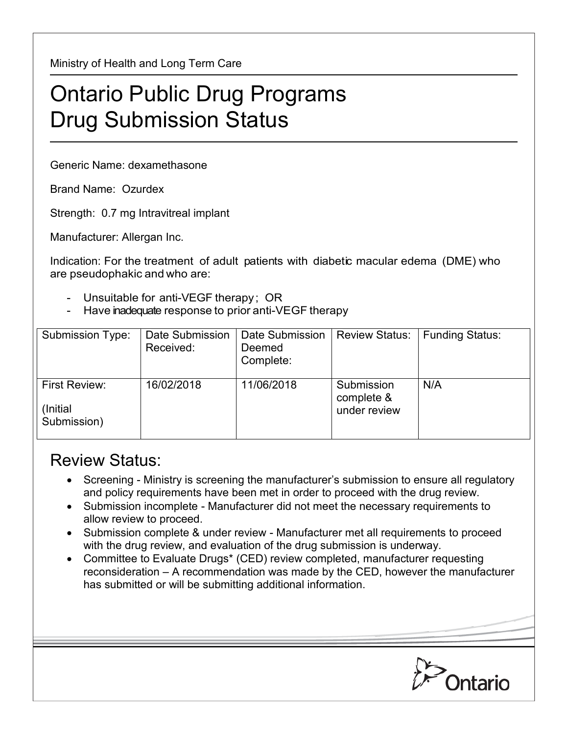Ministry of Health and Long Term Care

# Ontario Public Drug Programs
# Drug Submission Status

Generic Name: dexamethasone

Brand Name: Ozurdex

Strength: 0.7 mg Intravitreal implant

Manufacturer: Allergan Inc.

Indication: For the treatment of adult patients with diabetic macular edema (DME) who are pseudophakic and who are:

- Unsuitable for anti-VEGF therapy; OR
- Have inadequate response to prior anti-VEGF therapy

| Submission Type: | Date Submission Received: | Date Submission Deemed Complete: | Review Status: | Funding Status: |
|---|---|---|---|---|
| First Review: (Initial Submission) | 16/02/2018 | 11/06/2018 | Submission complete & under review | N/A |

## Review Status:

- Screening - Ministry is screening the manufacturer's submission to ensure all regulatory and policy requirements have been met in order to proceed with the drug review.
- Submission incomplete - Manufacturer did not meet the necessary requirements to allow review to proceed.
- Submission complete & under review - Manufacturer met all requirements to proceed with the drug review, and evaluation of the drug submission is underway.
- Committee to Evaluate Drugs* (CED) review completed, manufacturer requesting reconsideration – A recommendation was made by the CED, however the manufacturer has submitted or will be submitting additional information.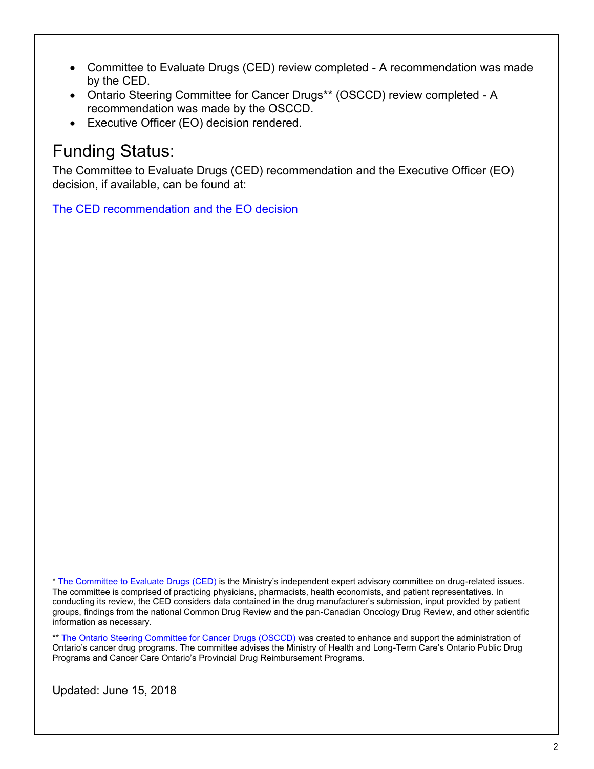- Committee to Evaluate Drugs (CED) review completed - A recommendation was made by the CED.
- Ontario Steering Committee for Cancer Drugs** (OSCCD) review completed - A recommendation was made by the OSCCD.
- Executive Officer (EO) decision rendered.

# Funding Status:

The Committee to Evaluate Drugs (CED) recommendation and the Executive Officer (EO) decision, if available, can be found at:

The CED recommendation and the EO decision

* The Committee to Evaluate Drugs (CED) is the Ministry's independent expert advisory committee on drug-related issues. The committee is comprised of practicing physicians, pharmacists, health economists, and patient representatives. In conducting its review, the CED considers data contained in the drug manufacturer's submission, input provided by patient groups, findings from the national Common Drug Review and the pan-Canadian Oncology Drug Review, and other scientific information as necessary.

** The Ontario Steering Committee for Cancer Drugs (OSCCD) was created to enhance and support the administration of Ontario's cancer drug programs. The committee advises the Ministry of Health and Long-Term Care's Ontario Public Drug Programs and Cancer Care Ontario's Provincial Drug Reimbursement Programs.

Updated: June 15, 2018